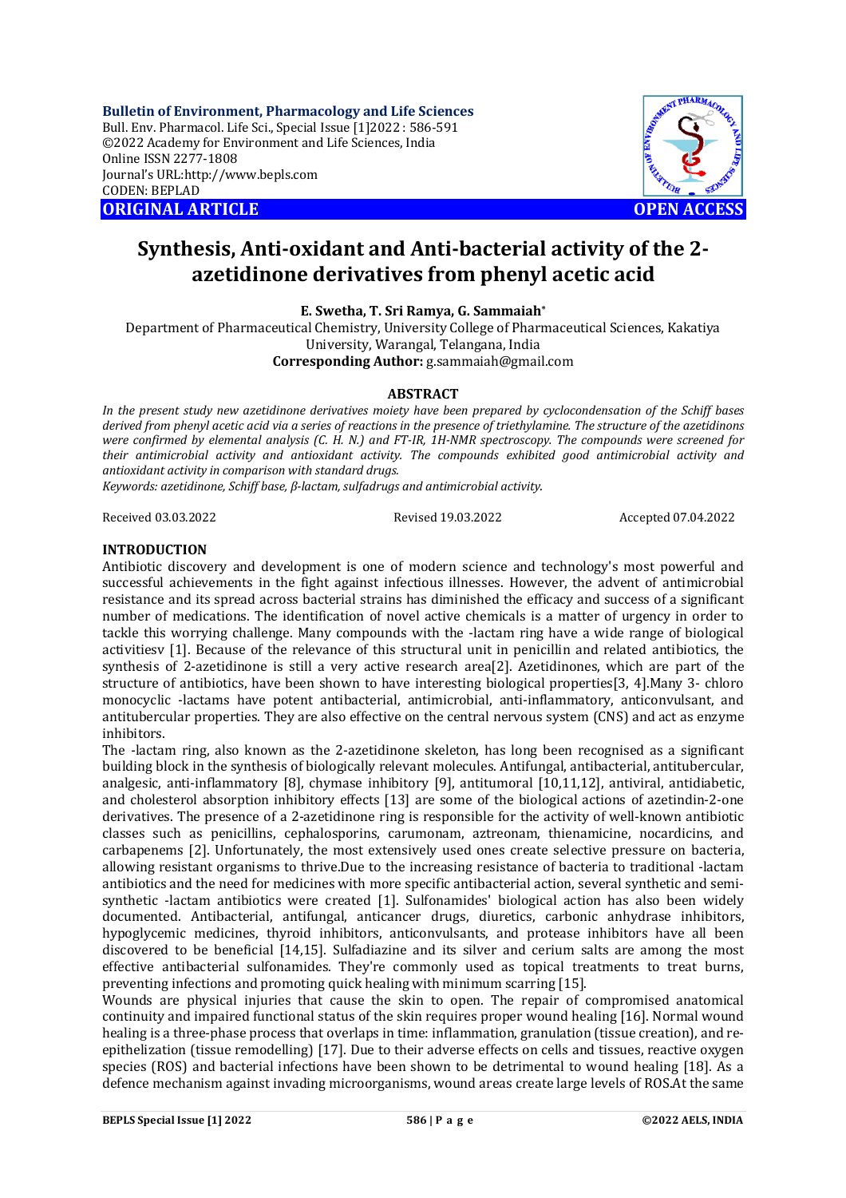**Bulletin of Environment, Pharmacology and Life Sciences**
Bull. Env. Pharmacol. Life Sci., Special Issue [1]2022 : 586-591
©2022 Academy for Environment and Life Sciences, India
Online ISSN 2277-1808
Journal's URL:http://www.bepls.com
CODEN: BEPLAD

**ORIGINAL ARTICLE** **OPEN ACCESS**

# Synthesis, Anti-oxidant and Anti-bacterial activity of the 2-azetidinone derivatives from phenyl acetic acid

**E. Swetha, T. Sri Ramya, G. Sammaiah\***

Department of Pharmaceutical Chemistry, University College of Pharmaceutical Sciences, Kakatiya University, Warangal, Telangana, India

**Corresponding Author:** g.sammaiah@gmail.com

## ABSTRACT

*In the present study new azetidinone derivatives moiety have been prepared by cyclocondensation of the Schiff bases derived from phenyl acetic acid via a series of reactions in the presence of triethylamine. The structure of the azetidinons were confirmed by elemental analysis (C. H. N.) and FT-IR, 1H-NMR spectroscopy. The compounds were screened for their antimicrobial activity and antioxidant activity. The compounds exhibited good antimicrobial activity and antioxidant activity in comparison with standard drugs.*

*Keywords: azetidinone, Schiff base, β-lactam, sulfadrugs and antimicrobial activity.*

Received 03.03.2022 Revised 19.03.2022 Accepted 07.04.2022

## INTRODUCTION

Antibiotic discovery and development is one of modern science and technology's most powerful and successful achievements in the fight against infectious illnesses. However, the advent of antimicrobial resistance and its spread across bacterial strains has diminished the efficacy and success of a significant number of medications. The identification of novel active chemicals is a matter of urgency in order to tackle this worrying challenge. Many compounds with the -lactam ring have a wide range of biological activitiesv [1]. Because of the relevance of this structural unit in penicillin and related antibiotics, the synthesis of 2-azetidinone is still a very active research area[2]. Azetidinones, which are part of the structure of antibiotics, have been shown to have interesting biological properties[3, 4].Many 3- chloro monocyclic -lactams have potent antibacterial, antimicrobial, anti-inflammatory, anticonvulsant, and antitubercular properties. They are also effective on the central nervous system (CNS) and act as enzyme inhibitors.

The -lactam ring, also known as the 2-azetidinone skeleton, has long been recognised as a significant building block in the synthesis of biologically relevant molecules. Antifungal, antibacterial, antitubercular, analgesic, anti-inflammatory [8], chymase inhibitory [9], antitumoral [10,11,12], antiviral, antidiabetic, and cholesterol absorption inhibitory effects [13] are some of the biological actions of azetindin-2-one derivatives. The presence of a 2-azetidinone ring is responsible for the activity of well-known antibiotic classes such as penicillins, cephalosporins, carumonam, aztreonam, thienamicine, nocardicins, and carbapenems [2]. Unfortunately, the most extensively used ones create selective pressure on bacteria, allowing resistant organisms to thrive.Due to the increasing resistance of bacteria to traditional -lactam antibiotics and the need for medicines with more specific antibacterial action, several synthetic and semi-synthetic -lactam antibiotics were created [1]. Sulfonamides' biological action has also been widely documented. Antibacterial, antifungal, anticancer drugs, diuretics, carbonic anhydrase inhibitors, hypoglycemic medicines, thyroid inhibitors, anticonvulsants, and protease inhibitors have all been discovered to be beneficial [14,15]. Sulfadiazine and its silver and cerium salts are among the most effective antibacterial sulfonamides. They're commonly used as topical treatments to treat burns, preventing infections and promoting quick healing with minimum scarring [15].

Wounds are physical injuries that cause the skin to open. The repair of compromised anatomical continuity and impaired functional status of the skin requires proper wound healing [16]. Normal wound healing is a three-phase process that overlaps in time: inflammation, granulation (tissue creation), and re-epithelization (tissue remodelling) [17]. Due to their adverse effects on cells and tissues, reactive oxygen species (ROS) and bacterial infections have been shown to be detrimental to wound healing [18]. As a defence mechanism against invading microorganisms, wound areas create large levels of ROS.At the same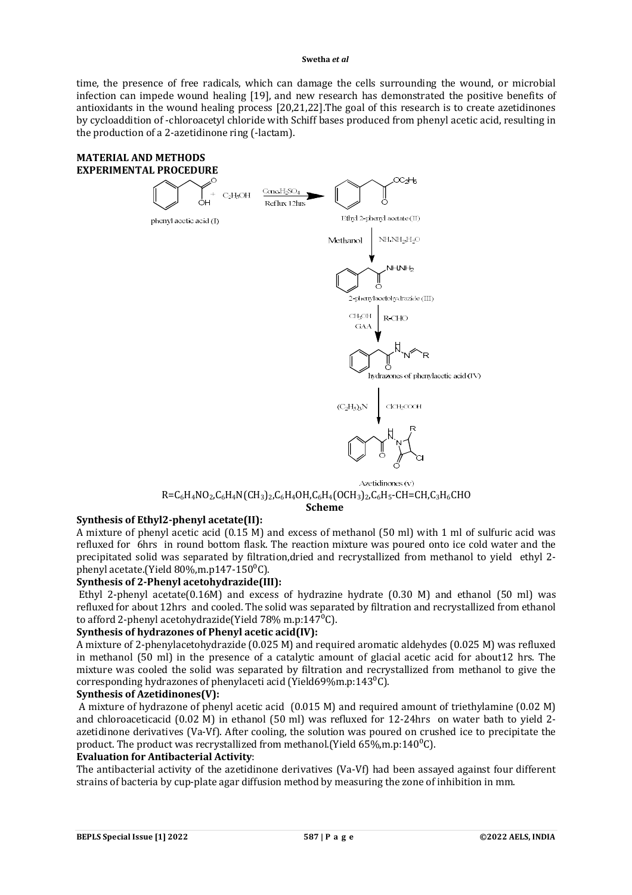time, the presence of free radicals, which can damage the cells surrounding the wound, or microbial infection can impede wound healing [19], and new research has demonstrated the positive benefits of antioxidants in the wound healing process [20,21,22].The goal of this research is to create azetidinones by cycloaddition of -chloroacetyl chloride with Schiff bases produced from phenyl acetic acid, resulting in the production of a 2-azetidinone ring (-lactam).

## MATERIAL AND METHODS

### EXPERIMENTAL PROCEDURE

phenyl acetic acid (I) + $C_2H_5OH$ → (Conc.$H_2SO_4$, Reflux 12hrs) → Ethyl 2-phenyl acetate (II) → (Methanol, $NH_2NH_2.H_2O$) → 2-phenylacetohydrazide (III) → ($CH_3OH$, GAA, R-CHO) → hydrazones of phenylacetic acid (IV) → ($(C_2H_5)_3N$, $ClCH_2COOH$) → Azetidinones (v)

R=$C_6H_4NO_2$,$C_6H_4N(CH_3)_2$,$C_6H_4OH$,$C_6H_4(OCH_3)_2$,$C_6H_5$-CH=CH,$C_3H_6$CHO

**Scheme**

**Synthesis of Ethyl2-phenyl acetate(II):**

A mixture of phenyl acetic acid (0.15 M) and excess of methanol (50 ml) with 1 ml of sulfuric acid was refluxed for 6hrs in round bottom flask. The reaction mixture was poured onto ice cold water and the precipitated solid was separated by filtration,dried and recrystallized from methanol to yield ethyl 2-phenyl acetate.(Yield 80%,m.p147-150$^0$C).

**Synthesis of 2-Phenyl acetohydrazide(III):**

Ethyl 2-phenyl acetate(0.16M) and excess of hydrazine hydrate (0.30 M) and ethanol (50 ml) was refluxed for about 12hrs and cooled. The solid was separated by filtration and recrystallized from ethanol to afford 2-phenyl acetohydrazide(Yield 78% m.p:147$^0$C).

**Synthesis of hydrazones of Phenyl acetic acid(IV):**

A mixture of 2-phenylacetohydrazide (0.025 M) and required aromatic aldehydes (0.025 M) was refluxed in methanol (50 ml) in the presence of a catalytic amount of glacial acetic acid for about12 hrs. The mixture was cooled the solid was separated by filtration and recrystallized from methanol to give the corresponding hydrazones of phenylaceti acid (Yield69%m.p:143$^0$C).

**Synthesis of Azetidinones(V):**

A mixture of hydrazone of phenyl acetic acid (0.015 M) and required amount of triethylamine (0.02 M) and chloroaceticacid (0.02 M) in ethanol (50 ml) was refluxed for 12-24hrs on water bath to yield 2-azetidinone derivatives (Va-Vf). After cooling, the solution was poured on crushed ice to precipitate the product. The product was recrystallized from methanol.(Yield 65%,m.p:140$^0$C).

**Evaluation for Antibacterial Activity**:

The antibacterial activity of the azetidinone derivatives (Va-Vf) had been assayed against four different strains of bacteria by cup-plate agar diffusion method by measuring the zone of inhibition in mm.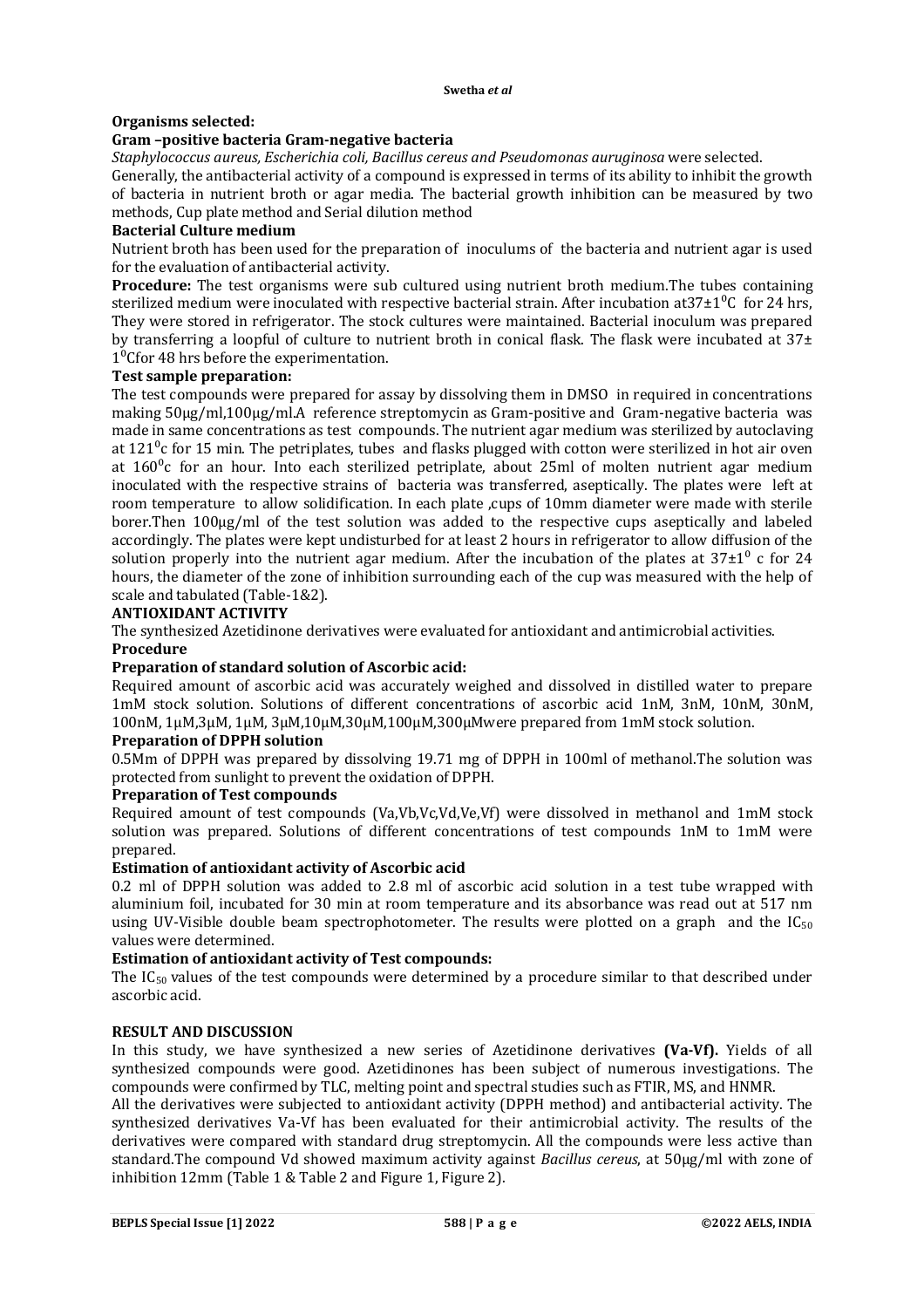**Organisms selected:**

**Gram –positive bacteria Gram-negative bacteria**

*Staphylococcus aureus, Escherichia coli, Bacillus cereus and Pseudomonas auruginosa* were selected.

Generally, the antibacterial activity of a compound is expressed in terms of its ability to inhibit the growth of bacteria in nutrient broth or agar media. The bacterial growth inhibition can be measured by two methods, Cup plate method and Serial dilution method

**Bacterial Culture medium**

Nutrient broth has been used for the preparation of inoculums of the bacteria and nutrient agar is used for the evaluation of antibacterial activity.

**Procedure:** The test organisms were sub cultured using nutrient broth medium.The tubes containing sterilized medium were inoculated with respective bacterial strain. After incubation at$37\pm1^0$C for 24 hrs, They were stored in refrigerator. The stock cultures were maintained. Bacterial inoculum was prepared by transferring a loopful of culture to nutrient broth in conical flask. The flask were incubated at $37\pm 1^0$Cfor 48 hrs before the experimentation.

**Test sample preparation:**

The test compounds were prepared for assay by dissolving them in DMSO in required in concentrations making 50µg/ml,100µg/ml.A reference streptomycin as Gram-positive and Gram-negative bacteria was made in same concentrations as test compounds. The nutrient agar medium was sterilized by autoclaving at $121^0$c for 15 min. The petriplates, tubes and flasks plugged with cotton were sterilized in hot air oven at $160^0$c for an hour. Into each sterilized petriplate, about 25ml of molten nutrient agar medium inoculated with the respective strains of bacteria was transferred, aseptically. The plates were left at room temperature to allow solidification. In each plate ,cups of 10mm diameter were made with sterile borer.Then 100µg/ml of the test solution was added to the respective cups aseptically and labeled accordingly. The plates were kept undisturbed for at least 2 hours in refrigerator to allow diffusion of the solution properly into the nutrient agar medium. After the incubation of the plates at $37\pm1^0$ c for 24 hours, the diameter of the zone of inhibition surrounding each of the cup was measured with the help of scale and tabulated (Table-1&2).

**ANTIOXIDANT ACTIVITY**

The synthesized Azetidinone derivatives were evaluated for antioxidant and antimicrobial activities.

**Procedure**

**Preparation of standard solution of Ascorbic acid:**

Required amount of ascorbic acid was accurately weighed and dissolved in distilled water to prepare 1mM stock solution. Solutions of different concentrations of ascorbic acid 1nM, 3nM, 10nM, 30nM, 100nM, 1µM,3µM, 1µM, 3µM,10µM,30µM,100µM,300µMwere prepared from 1mM stock solution.

**Preparation of DPPH solution**

0.5Mm of DPPH was prepared by dissolving 19.71 mg of DPPH in 100ml of methanol.The solution was protected from sunlight to prevent the oxidation of DPPH.

**Preparation of Test compounds**

Required amount of test compounds (Va,Vb,Vc,Vd,Ve,Vf) were dissolved in methanol and 1mM stock solution was prepared. Solutions of different concentrations of test compounds 1nM to 1mM were prepared.

**Estimation of antioxidant activity of Ascorbic acid**

0.2 ml of DPPH solution was added to 2.8 ml of ascorbic acid solution in a test tube wrapped with aluminium foil, incubated for 30 min at room temperature and its absorbance was read out at 517 nm using UV-Visible double beam spectrophotometer. The results were plotted on a graph and the $IC_{50}$ values were determined.

**Estimation of antioxidant activity of Test compounds:**

The $IC_{50}$ values of the test compounds were determined by a procedure similar to that described under ascorbic acid.

**RESULT AND DISCUSSION**

In this study, we have synthesized a new series of Azetidinone derivatives **(Va-Vf).** Yields of all synthesized compounds were good. Azetidinones has been subject of numerous investigations. The compounds were confirmed by TLC, melting point and spectral studies such as FTIR, MS, and HNMR.

All the derivatives were subjected to antioxidant activity (DPPH method) and antibacterial activity. The synthesized derivatives Va-Vf has been evaluated for their antimicrobial activity. The results of the derivatives were compared with standard drug streptomycin. All the compounds were less active than standard.The compound Vd showed maximum activity against *Bacillus cereus*, at 50µg/ml with zone of inhibition 12mm (Table 1 & Table 2 and Figure 1, Figure 2).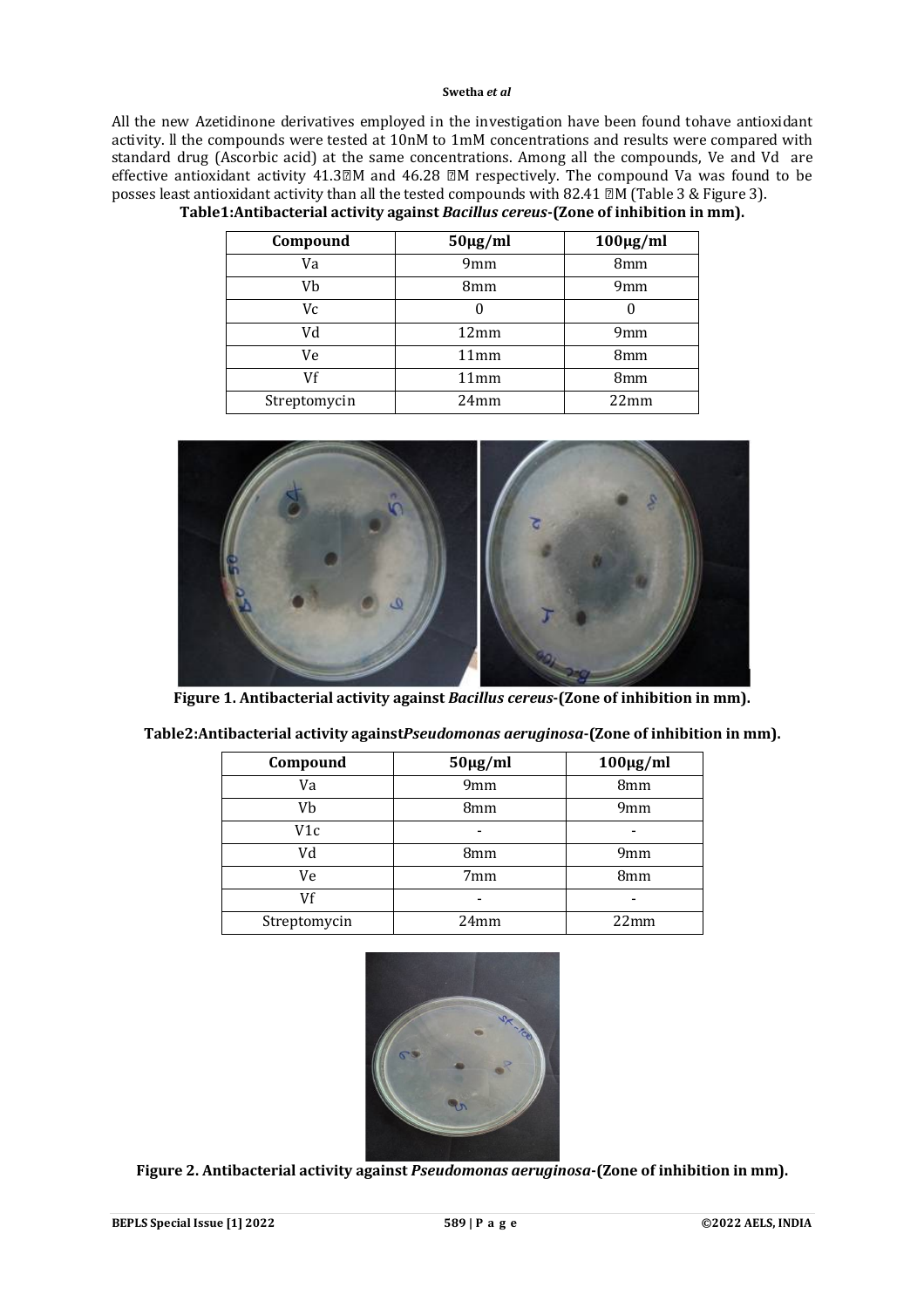All the new Azetidinone derivatives employed in the investigation have been found tohave antioxidant activity. ll the compounds were tested at 10nM to 1mM concentrations and results were compared with standard drug (Ascorbic acid) at the same concentrations. Among all the compounds, Ve and Vd are effective antioxidant activity 41.3M and 46.28 M respectively. The compound Va was found to be posses least antioxidant activity than all the tested compounds with 82.41 M (Table 3 & Figure 3).

**Table1:Antibacterial activity against *Bacillus cereus*-(Zone of inhibition in mm).**

| Compound | 50µg/ml | 100µg/ml |
|---|---|---|
| Va | 9mm | 8mm |
| Vb | 8mm | 9mm |
| Vc | 0 | 0 |
| Vd | 12mm | 9mm |
| Ve | 11mm | 8mm |
| Vf | 11mm | 8mm |
| Streptomycin | 24mm | 22mm |

**Figure 1. Antibacterial activity against *Bacillus cereus*-(Zone of inhibition in mm).**

**Table2:Antibacterial activity against*Pseudomonas aeruginosa*-(Zone of inhibition in mm).**

| Compound | 50µg/ml | 100µg/ml |
|---|---|---|
| Va | 9mm | 8mm |
| Vb | 8mm | 9mm |
| V1c | - | - |
| Vd | 8mm | 9mm |
| Ve | 7mm | 8mm |
| Vf | - | - |
| Streptomycin | 24mm | 22mm |

**Figure 2. Antibacterial activity against *Pseudomonas aeruginosa*-(Zone of inhibition in mm).**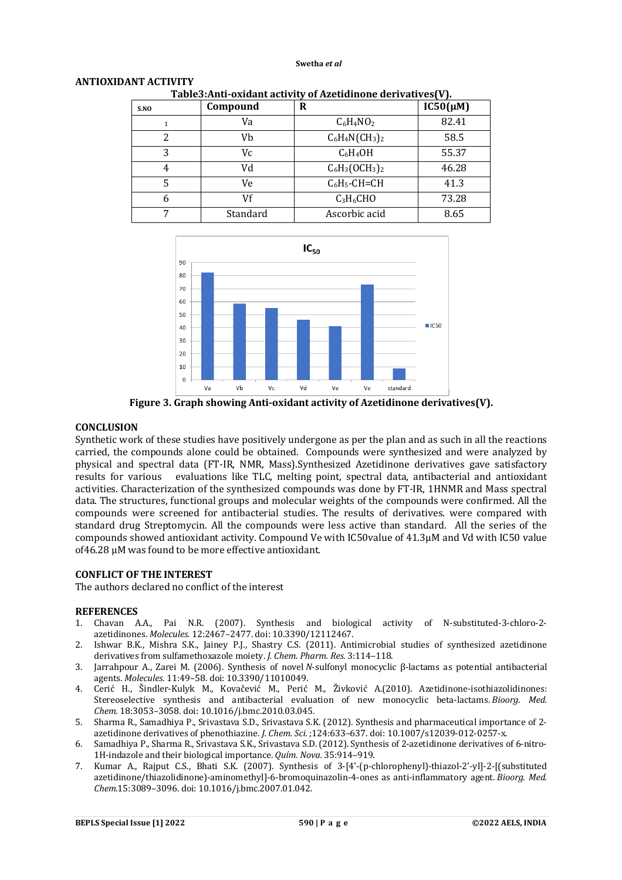## ANTIOXIDANT ACTIVITY

**Table3:Anti-oxidant activity of Azetidinone derivatives(V).**

| S.NO | Compound | R | IC50(μM) |
|---|---|---|---|
| 1 | Va | $C_6H_4NO_2$ | 82.41 |
| 2 | Vb | $C_6H_4N(CH_3)_2$ | 58.5 |
| 3 | Vc | $C_6H_4OH$ | 55.37 |
| 4 | Vd | $C_6H_3(OCH_3)_2$ | 46.28 |
| 5 | Ve | $C_6H_5$-CH=CH | 41.3 |
| 6 | Vf | $C_3H_6CHO$ | 73.28 |
| 7 | Standard | Ascorbic acid | 8.65 |

**Figure 3. Graph showing Anti-oxidant activity of Azetidinone derivatives(V).**

## CONCLUSION

Synthetic work of these studies have positively undergone as per the plan and as such in all the reactions carried, the compounds alone could be obtained. Compounds were synthesized and were analyzed by physical and spectral data (FT-IR, NMR, Mass).Synthesized Azetidinone derivatives gave satisfactory results for various evaluations like TLC, melting point, spectral data, antibacterial and antioxidant activities. Characterization of the synthesized compounds was done by FT-IR, 1HNMR and Mass spectral data. The structures, functional groups and molecular weights of the compounds were confirmed. All the compounds were screened for antibacterial studies. The results of derivatives. were compared with standard drug Streptomycin. All the compounds were less active than standard. All the series of the compounds showed antioxidant activity. Compound Ve with IC50value of 41.3μM and Vd with IC50 value of46.28 μM was found to be more effective antioxidant.

## CONFLICT OF THE INTEREST

The authors declared no conflict of the interest

## REFERENCES

1. Chavan A.A., Pai N.R. (2007). Synthesis and biological activity of N-substituted-3-chloro-2-azetidinones. *Molecules.* 12:2467–2477. doi: 10.3390/12112467.
2. Ishwar B.K., Mishra S.K., Jainey P.J., Shastry C.S. (2011). Antimicrobial studies of synthesized azetidinone derivatives from sulfamethoxazole moiety. *J. Chem. Pharm. Res.* 3:114–118.
3. Jarrahpour A., Zarei M. (2006). Synthesis of novel *N*-sulfonyl monocyclic β-lactams as potential antibacterial agents. *Molecules.* 11:49–58. doi: 10.3390/11010049.
4. Cerić H., Šindler-Kulyk M., Kovačević M., Perić M., Živković A.(2010). Azetidinone-isothiazolidinones: Stereoselective synthesis and antibacterial evaluation of new monocyclic beta-lactams. *Bioorg. Med. Chem.* 18:3053–3058. doi: 10.1016/j.bmc.2010.03.045.
5. Sharma R., Samadhiya P., Srivastava S.D., Srivastava S.K. (2012). Synthesis and pharmaceutical importance of 2-azetidinone derivatives of phenothiazine. *J. Chem. Sci.* ;124:633–637. doi: 10.1007/s12039-012-0257-x.
6. Samadhiya P., Sharma R., Srivastava S.K., Srivastava S.D. (2012). Synthesis of 2-azetidinone derivatives of 6-nitro-1H-indazole and their biological importance. *Quím. Nova.* 35:914–919.
7. Kumar A., Rajput C.S., Bhati S.K. (2007). Synthesis of 3-[4'-(p-chlorophenyl)-thiazol-2'-yl]-2-[(substituted azetidinone/thiazolidinone]-aminomethyl]-6-bromoquinazolin-4-ones as anti-inflammatory agent. *Bioorg. Med. Chem.*15:3089–3096. doi: 10.1016/j.bmc.2007.01.042.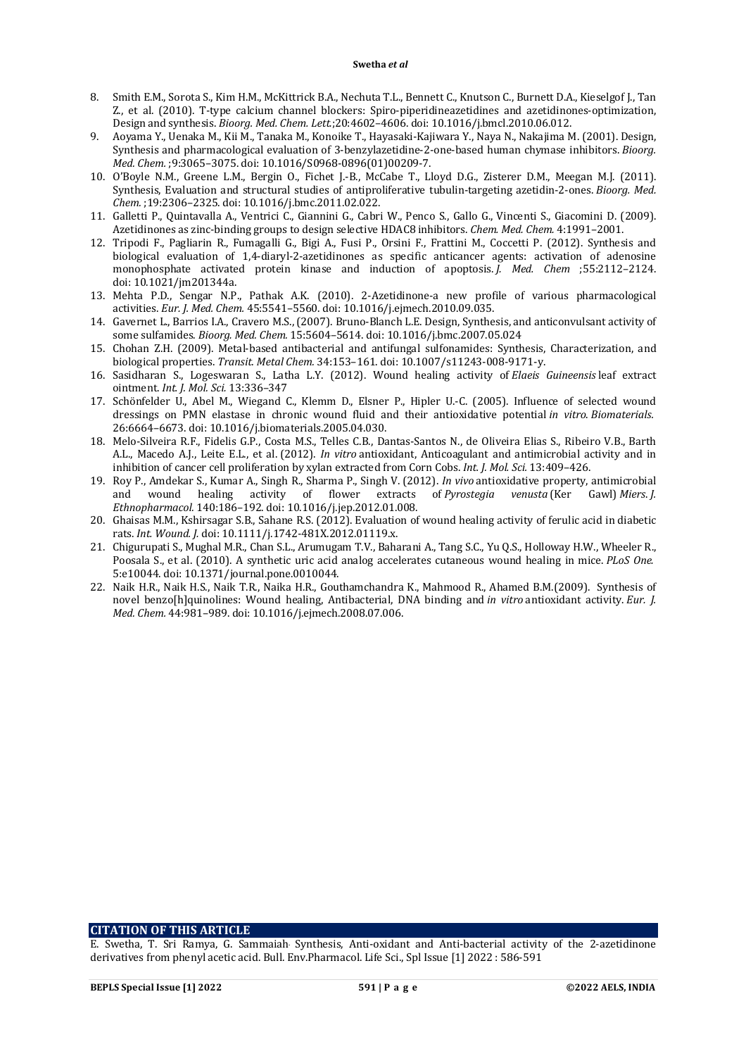8. Smith E.M., Sorota S., Kim H.M., McKittrick B.A., Nechuta T.L., Bennett C., Knutson C., Burnett D.A., Kieselgof J., Tan Z., et al. (2010). T-type calcium channel blockers: Spiro-piperidineazetidines and azetidinones-optimization, Design and synthesis. *Bioorg. Med. Chem. Lett.*;20:4602–4606. doi: 10.1016/j.bmcl.2010.06.012.
9. Aoyama Y., Uenaka M., Kii M., Tanaka M., Konoike T., Hayasaki-Kajiwara Y., Naya N., Nakajima M. (2001). Design, Synthesis and pharmacological evaluation of 3-benzylazetidine-2-one-based human chymase inhibitors. *Bioorg. Med. Chem.* ;9:3065–3075. doi: 10.1016/S0968-0896(01)00209-7.
10. O'Boyle N.M., Greene L.M., Bergin O., Fichet J.-B., McCabe T., Lloyd D.G., Zisterer D.M., Meegan M.J. (2011). Synthesis, Evaluation and structural studies of antiproliferative tubulin-targeting azetidin-2-ones. *Bioorg. Med. Chem.* ;19:2306–2325. doi: 10.1016/j.bmc.2011.02.022.
11. Galletti P., Quintavalla A., Ventrici C., Giannini G., Cabri W., Penco S., Gallo G., Vincenti S., Giacomini D. (2009). Azetidinones as zinc-binding groups to design selective HDAC8 inhibitors. *Chem. Med. Chem.* 4:1991–2001.
12. Tripodi F., Pagliarin R., Fumagalli G., Bigi A., Fusi P., Orsini F., Frattini M., Coccetti P. (2012). Synthesis and biological evaluation of 1,4-diaryl-2-azetidinones as specific anticancer agents: activation of adenosine monophosphate activated protein kinase and induction of apoptosis. *J. Med. Chem* ;55:2112–2124. doi: 10.1021/jm201344a.
13. Mehta P.D., Sengar N.P., Pathak A.K. (2010). 2-Azetidinone-a new profile of various pharmacological activities. *Eur. J. Med. Chem.* 45:5541–5560. doi: 10.1016/j.ejmech.2010.09.035.
14. Gavernet L., Barrios I.A., Cravero M.S., (2007). Bruno-Blanch L.E. Design, Synthesis, and anticonvulsant activity of some sulfamides. *Bioorg. Med. Chem.* 15:5604–5614. doi: 10.1016/j.bmc.2007.05.024
15. Chohan Z.H. (2009). Metal-based antibacterial and antifungal sulfonamides: Synthesis, Characterization, and biological properties. *Transit. Metal Chem.* 34:153–161. doi: 10.1007/s11243-008-9171-y.
16. Sasidharan S., Logeswaran S., Latha L.Y. (2012). Wound healing activity of *Elaeis Guineensis* leaf extract ointment. *Int. J. Mol. Sci.* 13:336–347
17. Schönfelder U., Abel M., Wiegand C., Klemm D., Elsner P., Hipler U.-C. (2005). Influence of selected wound dressings on PMN elastase in chronic wound fluid and their antioxidative potential *in vitro*. *Biomaterials.* 26:6664–6673. doi: 10.1016/j.biomaterials.2005.04.030.
18. Melo-Silveira R.F., Fidelis G.P., Costa M.S., Telles C.B., Dantas-Santos N., de Oliveira Elias S., Ribeiro V.B., Barth A.L., Macedo A.J., Leite E.L., et al. (2012). *In vitro* antioxidant, Anticoagulant and antimicrobial activity and in inhibition of cancer cell proliferation by xylan extracted from Corn Cobs. *Int. J. Mol. Sci.* 13:409–426.
19. Roy P., Amdekar S., Kumar A., Singh R., Sharma P., Singh V. (2012). *In vivo* antioxidative property, antimicrobial and wound healing activity of flower extracts of *Pyrostegia venusta* (Ker Gawl) *Miers*. *J. Ethnopharmacol.* 140:186–192. doi: 10.1016/j.jep.2012.01.008.
20. Ghaisas M.M., Kshirsagar S.B., Sahane R.S. (2012). Evaluation of wound healing activity of ferulic acid in diabetic rats. *Int. Wound. J.* doi: 10.1111/j.1742-481X.2012.01119.x.
21. Chigurupati S., Mughal M.R., Chan S.L., Arumugam T.V., Baharani A., Tang S.C., Yu Q.S., Holloway H.W., Wheeler R., Poosala S., et al. (2010). A synthetic uric acid analog accelerates cutaneous wound healing in mice. *PLoS One.* 5:e10044. doi: 10.1371/journal.pone.0010044.
22. Naik H.R., Naik H.S., Naik T.R., Naika H.R., Gouthamchandra K., Mahmood R., Ahamed B.M.(2009). Synthesis of novel benzo[h]quinolines: Wound healing, Antibacterial, DNA binding and *in vitro* antioxidant activity. *Eur. J. Med. Chem.* 44:981–989. doi: 10.1016/j.ejmech.2008.07.006.

**CITATION OF THIS ARTICLE**

E. Swetha, T. Sri Ramya, G. Sammaiah. Synthesis, Anti-oxidant and Anti-bacterial activity of the 2-azetidinone derivatives from phenyl acetic acid. Bull. Env.Pharmacol. Life Sci., Spl Issue [1] 2022 : 586-591